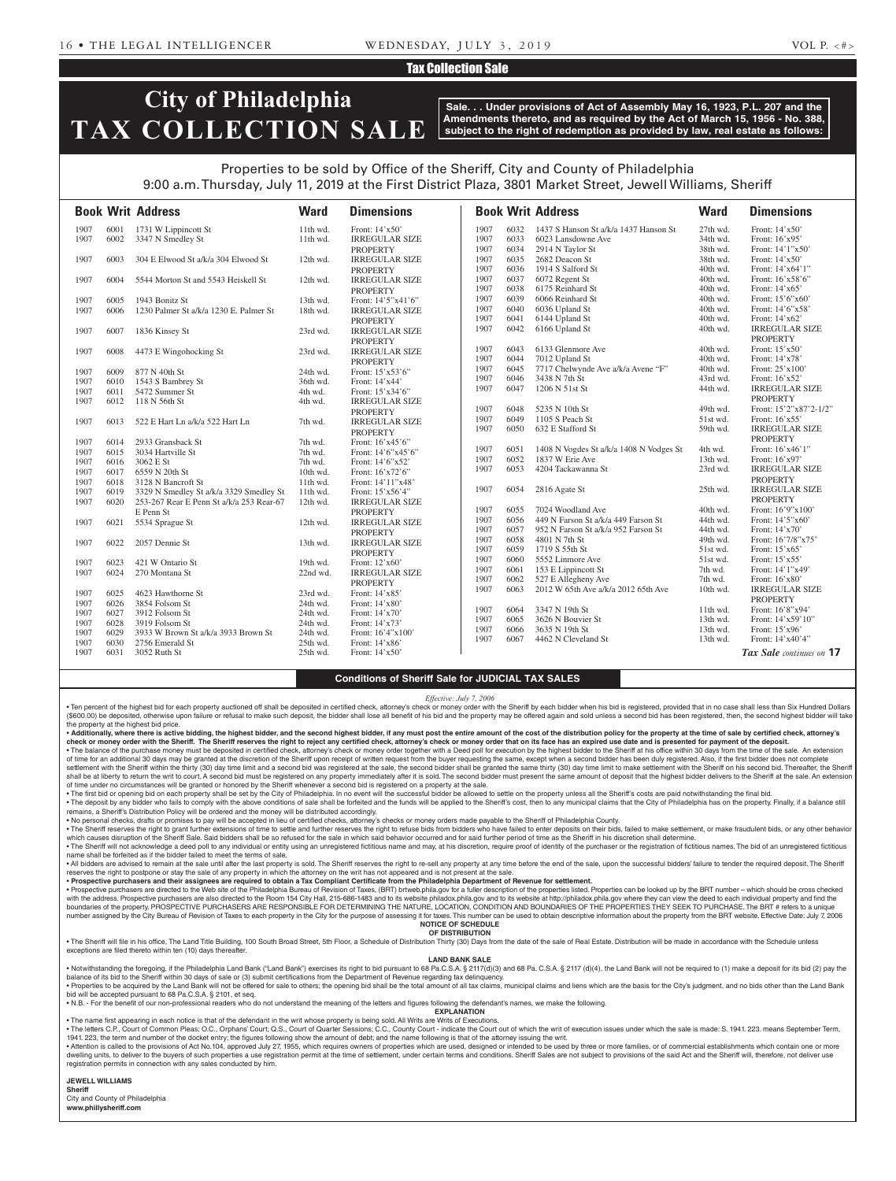## Tax Collection Sale

# City of Philadelphia TAX COLLECTION SALE

**Sale. . . Under provisions of Act of Assembly May 16, 1923, P.L. 207 and the Amendments thereto, and as required by the Act of March 15, 1956 - No. 388, subject to the right of redemption as provided by law, real estate as follows:**

Properties to be sold by Office of the Sheriff, City and County of Philadelphia
9:00 a.m. Thursday, July 11, 2019 at the First District Plaza, 3801 Market Street, Jewell Williams, Sheriff

| Book | Writ | Address | Ward | Dimensions |
|---|---|---|---|---|
| 1907 | 6001 | 1731 W Lippincott St | 11th wd. | Front: 14'x50' |
| 1907 | 6002 | 3347 N Smedley St | 11th wd. | IRREGULAR SIZE PROPERTY |
| 1907 | 6003 | 304 E Elwood St a/k/a 304 Elwood St | 12th wd. | IRREGULAR SIZE PROPERTY |
| 1907 | 6004 | 5544 Morton St and 5543 Heiskell St | 12th wd. | IRREGULAR SIZE PROPERTY |
| 1907 | 6005 | 1943 Bonitz St | 13th wd. | Front: 14'5"x41'6" |
| 1907 | 6006 | 1230 Palmer St a/k/a 1230 E. Palmer St | 18th wd. | IRREGULAR SIZE PROPERTY |
| 1907 | 6007 | 1836 Kinsey St | 23rd wd. | IRREGULAR SIZE PROPERTY |
| 1907 | 6008 | 4473 E Wingohocking St | 23rd wd. | IRREGULAR SIZE PROPERTY |
| 1907 | 6009 | 877 N 40th St | 24th wd. | Front: 15'x53'6" |
| 1907 | 6010 | 1543 S Bambrey St | 36th wd. | Front: 14'x44' |
| 1907 | 6011 | 5472 Summer St | 4th wd. | Front: 15'x34'6" |
| 1907 | 6012 | 118 N 56th St | 4th wd. | IRREGULAR SIZE PROPERTY |
| 1907 | 6013 | 522 E Hart Ln a/k/a 522 Hart Ln | 7th wd. | IRREGULAR SIZE PROPERTY |
| 1907 | 6014 | 2933 Gransback St | 7th wd. | Front: 16'x45'6" |
| 1907 | 6015 | 3034 Hartville St | 7th wd. | Front: 14'6"x45'6" |
| 1907 | 6016 | 3062 E St | 7th wd. | Front: 14'6"x52' |
| 1907 | 6017 | 6559 N 20th St | 10th wd. | Front: 16'x72'6" |
| 1907 | 6018 | 3128 N Bancroft St | 11th wd. | Front: 14'11"x48' |
| 1907 | 6019 | 3329 N Smedley St a/k/a 3329 Smedley St | 11th wd. | Front: 15'x56'4" |
| 1907 | 6020 | 253-267 Rear E Penn St a/k/a 253 Rear-67 E Penn St | 12th wd. | IRREGULAR SIZE PROPERTY |
| 1907 | 6021 | 5534 Sprague St | 12th wd. | IRREGULAR SIZE PROPERTY |
| 1907 | 6022 | 2057 Dennie St | 13th wd. | IRREGULAR SIZE PROPERTY |
| 1907 | 6023 | 421 W Ontario St | 19th wd. | Front: 12'x60' |
| 1907 | 6024 | 270 Montana St | 22nd wd. | IRREGULAR SIZE PROPERTY |
| 1907 | 6025 | 4623 Hawthorne St | 23rd wd. | Front: 14'x85' |
| 1907 | 6026 | 3854 Folsom St | 24th wd. | Front: 14'x80' |
| 1907 | 6027 | 3912 Folsom St | 24th wd. | Front: 14'x70' |
| 1907 | 6028 | 3919 Folsom St | 24th wd. | Front: 14'x73' |
| 1907 | 6029 | 3933 W Brown St a/k/a 3933 Brown St | 24th wd. | Front: 16'4"x100' |
| 1907 | 6030 | 2756 Emerald St | 25th wd. | Front: 14'x86' |
| 1907 | 6031 | 3052 Ruth St | 25th wd. | Front: 14'x50' |
| 1907 | 6032 | 1437 S Hanson St a/k/a 1437 Hanson St | 27th wd. | Front: 14'x50' |
| 1907 | 6033 | 6023 Lansdowne Ave | 34th wd. | Front: 16'x95' |
| 1907 | 6034 | 2914 N Taylor St | 38th wd. | Front: 14'1"x50' |
| 1907 | 6035 | 2682 Deacon St | 38th wd. | Front: 14'x50' |
| 1907 | 6036 | 1914 S Salford St | 40th wd. | Front: 14'x64'1" |
| 1907 | 6037 | 6072 Regent St | 40th wd. | Front: 16'x58'6" |
| 1907 | 6038 | 6175 Reinhard St | 40th wd. | Front: 14'x65' |
| 1907 | 6039 | 6066 Reinhard St | 40th wd. | Front: 15'6"x60' |
| 1907 | 6040 | 6036 Upland St | 40th wd. | Front: 14'6"x58' |
| 1907 | 6041 | 6144 Upland St | 40th wd. | Front: 14'x62' |
| 1907 | 6042 | 6166 Upland St | 40th wd. | IRREGULAR SIZE PROPERTY |
| 1907 | 6043 | 6133 Glenmore Ave | 40th wd. | Front: 15'x50' |
| 1907 | 6044 | 7012 Upland St | 40th wd. | Front: 14'x78' |
| 1907 | 6045 | 7717 Chelwynde Ave a/k/a Avene "F" | 40th wd. | Front: 25'x100' |
| 1907 | 6046 | 3438 N 7th St | 43rd wd. | Front: 16'x52' |
| 1907 | 6047 | 1206 N 51st St | 44th wd. | IRREGULAR SIZE PROPERTY |
| 1907 | 6048 | 5235 N 10th St | 49th wd. | Front: 15'2"x87'2-1/2" |
| 1907 | 6049 | 1105 S Peach St | 51st wd. | Front: 16'x55' |
| 1907 | 6050 | 632 E Stafford St | 59th wd. | IRREGULAR SIZE PROPERTY |
| 1907 | 6051 | 1408 N Vogdes St a/k/a 1408 N Vodges St | 4th wd. | Front: 16'x46'1" |
| 1907 | 6052 | 1837 W Erie Ave | 13th wd. | Front: 16'x97' |
| 1907 | 6053 | 4204 Tackawanna St | 23rd wd. | IRREGULAR SIZE PROPERTY |
| 1907 | 6054 | 2816 Agate St | 25th wd. | IRREGULAR SIZE PROPERTY |
| 1907 | 6055 | 7024 Woodland Ave | 40th wd. | Front: 16'9"x100' |
| 1907 | 6056 | 449 N Farson St a/k/a 449 Farson St | 44th wd. | Front: 14'5"x60' |
| 1907 | 6057 | 952 N Farson St a/k/a 952 Farson St | 44th wd. | Front: 14'x70' |
| 1907 | 6058 | 4801 N 7th St | 49th wd. | Front: 16'7/8"x75' |
| 1907 | 6059 | 1719 S 55th St | 51st wd. | Front: 15'x65' |
| 1907 | 6060 | 5552 Linmore Ave | 51st wd. | Front: 15'x55' |
| 1907 | 6061 | 153 E Lippincott St | 7th wd. | Front: 14'1"x49' |
| 1907 | 6062 | 527 E Allegheny Ave | 7th wd. | Front: 16'x80' |
| 1907 | 6063 | 2012 W 65th Ave a/k/a 2012 65th Ave | 10th wd. | IRREGULAR SIZE PROPERTY |
| 1907 | 6064 | 3347 N 19th St | 11th wd. | Front: 16'8"x94' |
| 1907 | 6065 | 3626 N Bouvier St | 13th wd. | Front: 14'x59'10" |
| 1907 | 6066 | 3635 N 19th St | 13th wd. | Front: 15'x96' |
| 1907 | 6067 | 4462 N Cleveland St | 13th wd. | Front: 14'x40'4" |

***Tax Sale** continues on* **17**

### Conditions of Sheriff Sale for JUDICIAL TAX SALES

*Effective: July 7, 2006*

• Ten percent of the highest bid for each property auctioned off shall be deposited in certified check, attorney's check or money order with the Sheriff by each bidder when his bid is registered, provided that in no case shall less than Six Hundred Dollars ($600.00) be deposited, otherwise upon failure or refusal to make such deposit, the bidder shall lose all benefit of his bid and the property may be offered again and sold unless a second bid has been registered, then, the second highest bidder will take the property at the highest bid price.

**• Additionally, where there is active bidding, the highest bidder, and the second highest bidder, if any must post the entire amount of the cost of the distribution policy for the property at the time of sale by certified check, attorney's check or money order with the Sheriff. The Sheriff reserves the right to reject any certified check, attorney's check or money order that on its face has an expired use date and is presented for payment of the deposit.**

• The balance of the purchase money must be deposited in certified check, attorney's check or money order together with a Deed poll for execution by the highest bidder to the Sheriff at his office within 30 days from the time of the sale. An extension of time for an additional 30 days may be granted at the discretion of the Sheriff upon receipt of written request from the buyer requesting the same, except when a second bidder has been duly registered. Also, if the first bidder does not complete settlement with the Sheriff within the thirty (30) day time limit and a second bid was registered at the sale, the second bidder shall be granted the same thirty (30) day time limit to make settlement with the Sheriff on his second bid. Thereafter, the Sheriff shall be at liberty to return the writ to court. A second bid must be registered on any property immediately after it is sold. The second bidder must present the same amount of deposit that the highest bidder delivers to the Sheriff at the sale. An extension of time under no circumstances will be granted or honored by the Sheriff whenever a second bid is registered on a property at the sale.

• The first bid or opening bid on each property shall be set by the City of Philadelphia. In no event will the successful bidder be allowed to settle on the property unless all the Sheriff's costs are paid notwithstanding the final bid.

• The deposit by any bidder who fails to comply with the above conditions of sale shall be forfeited and the funds will be applied to the Sheriff's cost, then to any municipal claims that the City of Philadelphia has on the property. Finally, if a balance still remains, a Sheriff's Distribution Policy will be ordered and the money will be distributed accordingly.

• No personal checks, drafts or promises to pay will be accepted in lieu of certified checks, attorney's checks or money orders made payable to the Sheriff of Philadelphia County.

• The Sheriff reserves the right to grant further extensions of time to settle and further reserves the right to refuse bids from bidders who have failed to enter deposits on their bids, failed to make settlement, or make fraudulent bids, or any other behavior which causes disruption of the Sheriff Sale. Said bidders shall be so refused for the sale in which said behavior occurred and for said further period of time as the Sheriff in his discretion shall determine.

• The Sheriff will not acknowledge a deed poll to any individual or entity using an unregistered fictitious name and may, at his discretion, require proof of identity of the purchaser or the registration of fictitious names. The bid of an unregistered fictitious name shall be forfeited as if the bidder failed to meet the terms of sale.

• All bidders are advised to remain at the sale until after the last property is sold. The Sheriff reserves the right to re-sell any property at any time before the end of the sale, upon the successful bidders' failure to tender the required deposit. The Sheriff reserves the right to postpone or stay the sale of any property in which the attorney on the writ has not appeared and is not present at the sale.

**• Prospective purchasers and their assignees are required to obtain a Tax Compliant Certificate from the Philadelphia Department of Revenue for settlement.**

• Prospective purchasers are directed to the Web site of the Philadelphia Bureau of Revision of Taxes, (BRT) brtweb.phila.gov for a fuller description of the properties listed. Properties can be looked up by the BRT number – which should be cross checked with the address. Prospective purchasers are also directed to the Room 154 City Hall, 215-686-1483 and to its website philadox.phila.gov and to its website at http://philadox.phila.gov where they can view the deed to each individual property and find the boundaries of the property. PROSPECTIVE PURCHASERS ARE RESPONSIBLE FOR DETERMINING THE NATURE, LOCATION, CONDITION AND BOUNDARIES OF THE PROPERTIES THEY SEEK TO PURCHASE. The BRT # refers to a unique number assigned by the City Bureau of Revision of Taxes to each property in the City for the purpose of assessing it for taxes. This number can be used to obtain descriptive information about the property from the BRT website. Effective Date: July 7, 2006

**NOTICE OF SCHEDULE OF DISTRIBUTION**

• The Sheriff will file in his office, The Land Title Building, 100 South Broad Street, 5th Floor, a Schedule of Distribution Thirty (30) Days from the date of the sale of Real Estate. Distribution will be made in accordance with the Schedule unless exceptions are filed thereto within ten (10) days thereafter.

**LAND BANK SALE**

• Notwithstanding the foregoing, if the Philadelphia Land Bank ("Land Bank") exercises its right to bid pursuant to 68 Pa.C.S.A. § 2117(d)(3) and 68 Pa. C.S.A. § 2117 (d)(4), the Land Bank will not be required to (1) make a deposit for its bid (2) pay the balance of its bid to the Sheriff within 30 days of sale or (3) submit certifications from the Department of Revenue regarding tax delinquency.

• Properties to be acquired by the Land Bank will not be offered for sale to others; the opening bid shall be the total amount of all tax claims, municipal claims and liens which are the basis for the City's judgment, and no bids other than the Land Bank bid will be accepted pursuant to 68 Pa.C.S.A. § 2101, et seq.

• N.B. - For the benefit of our non-professional readers who do not understand the meaning of the letters and figures following the defendant's names, we make the following.

**EXPLANATION**

• The name first appearing in each notice is that of the defendant in the writ whose property is being sold. All Writs are Writs of Executions.

• The letters C.P., Court of Common Pleas; O.C., Orphans' Court; Q.S., Court of Quarter Sessions; C.C., County Court - indicate the Court out of which the writ of execution issues under which the sale is made: S. 1941. 223. means September Term, 1941. 223, the term and number of the docket entry; the figures following show the amount of debt; and the name following is that of the attorney issuing the writ.

• Attention is called to the provisions of Act No.104, approved July 27, 1955, which requires owners of properties which are used, designed or intended to be used by three or more families, or of commercial establishments which contain one or more dwelling units, to deliver to the buyers of such properties a use registration permit at the time of settlement, under certain terms and conditions. Sheriff Sales are not subject to provisions of the said Act and the Sheriff will, therefore, not deliver use registration permits in connection with any sales conducted by him.

**JEWELL WILLIAMS**
**Sheriff**
City and County of Philadelphia
**www.phillysheriff.com**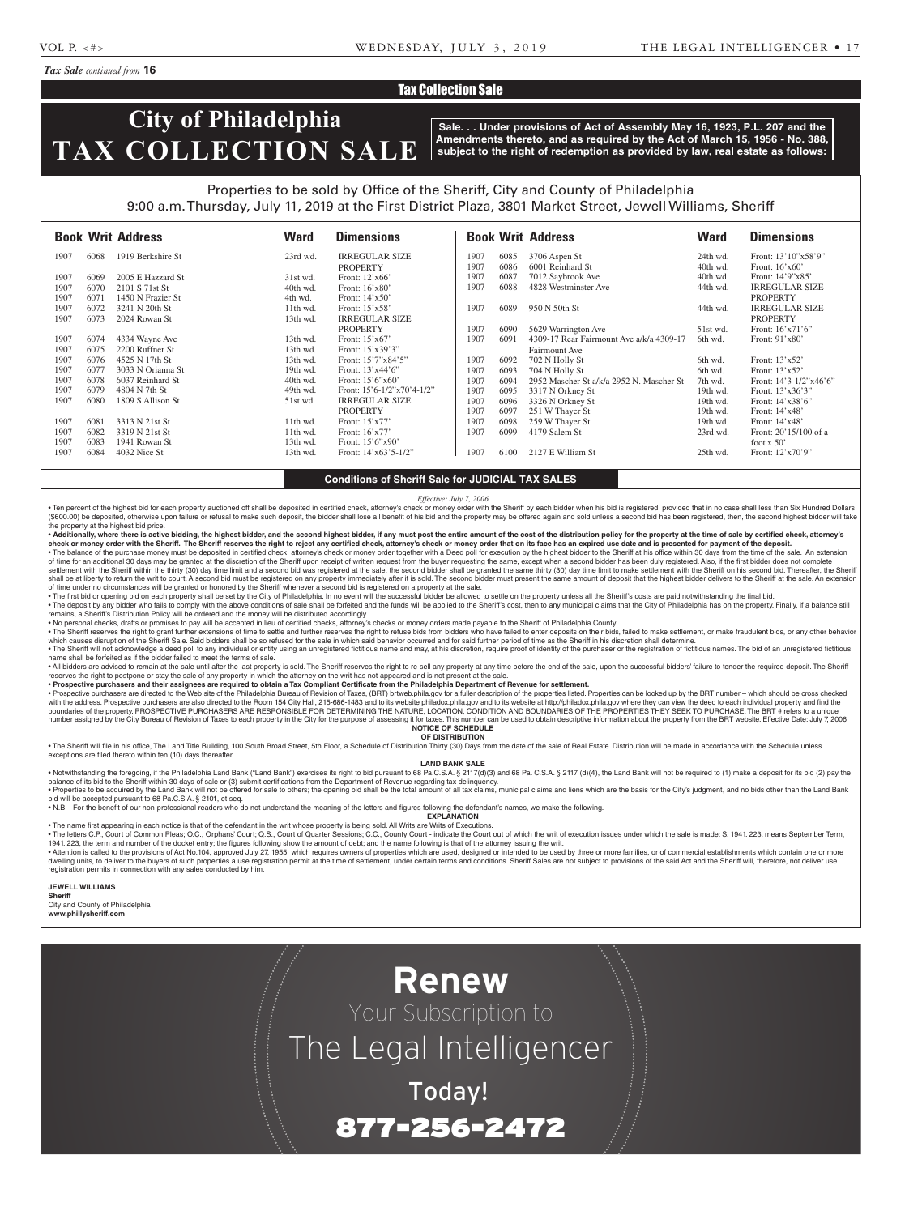*Tax Sale continued from* **16**

Tax Collection Sale

# City of Philadelphia TAX COLLECTION SALE

**Sale. . . Under provisions of Act of Assembly May 16, 1923, P.L. 207 and the Amendments thereto, and as required by the Act of March 15, 1956 - No. 388, subject to the right of redemption as provided by law, real estate as follows:**

Properties to be sold by Office of the Sheriff, City and County of Philadelphia
9:00 a.m. Thursday, July 11, 2019 at the First District Plaza, 3801 Market Street, Jewell Williams, Sheriff

| Book | Writ | Address | Ward | Dimensions |
|---|---|---|---|---|
| 1907 | 6068 | 1919 Berkshire St | 23rd wd. | IRREGULAR SIZE PROPERTY |
| 1907 | 6069 | 2005 E Hazzard St | 31st wd. | Front: 12'x66' |
| 1907 | 6070 | 2101 S 71st St | 40th wd. | Front: 16'x80' |
| 1907 | 6071 | 1450 N Frazier St | 4th wd. | Front: 14'x50' |
| 1907 | 6072 | 3241 N 20th St | 11th wd. | Front: 15'x58' |
| 1907 | 6073 | 2024 Rowan St | 13th wd. | IRREGULAR SIZE PROPERTY |
| 1907 | 6074 | 4334 Wayne Ave | 13th wd. | Front: 15'x67' |
| 1907 | 6075 | 2200 Ruffner St | 13th wd. | Front: 15'x39'3" |
| 1907 | 6076 | 4525 N 17th St | 13th wd. | Front: 15'7"x84'5" |
| 1907 | 6077 | 3033 N Orianna St | 19th wd. | Front: 13'x44'6" |
| 1907 | 6078 | 6037 Reinhard St | 40th wd. | Front: 15'6"x60' |
| 1907 | 6079 | 4804 N 7th St | 49th wd. | Front: 15'6-1/2"x70'4-1/2" |
| 1907 | 6080 | 1809 S Allison St | 51st wd. | IRREGULAR SIZE PROPERTY |
| 1907 | 6081 | 3313 N 21st St | 11th wd. | Front: 15'x77' |
| 1907 | 6082 | 3319 N 21st St | 11th wd. | Front: 16'x77' |
| 1907 | 6083 | 1941 Rowan St | 13th wd. | Front: 15'6"x90' |
| 1907 | 6084 | 4032 Nice St | 13th wd. | Front: 14'x63'5-1/2" |
| 1907 | 6085 | 3706 Aspen St | 24th wd. | Front: 13'10"x58'9" |
| 1907 | 6086 | 6001 Reinhard St | 40th wd. | Front: 16'x60' |
| 1907 | 6087 | 7012 Saybrook Ave | 40th wd. | Front: 14'9"x85' |
| 1907 | 6088 | 4828 Westminster Ave | 44th wd. | IRREGULAR SIZE PROPERTY |
| 1907 | 6089 | 950 N 50th St | 44th wd. | IRREGULAR SIZE PROPERTY |
| 1907 | 6090 | 5629 Warrington Ave | 51st wd. | Front: 16'x71'6" |
| 1907 | 6091 | 4309-17 Rear Fairmount Ave a/k/a 4309-17 Fairmount Ave | 6th wd. | Front: 91'x80' |
| 1907 | 6092 | 702 N Holly St | 6th wd. | Front: 13'x52' |
| 1907 | 6093 | 704 N Holly St | 6th wd. | Front: 13'x52' |
| 1907 | 6094 | 2952 Mascher St a/k/a 2952 N. Mascher St | 7th wd. | Front: 14'3-1/2"x46'6" |
| 1907 | 6095 | 3317 N Orkney St | 19th wd. | Front: 13'x36'3" |
| 1907 | 6096 | 3326 N Orkney St | 19th wd. | Front: 14'x38'6" |
| 1907 | 6097 | 251 W Thayer St | 19th wd. | Front: 14'x48' |
| 1907 | 6098 | 259 W Thayer St | 19th wd. | Front: 14'x48' |
| 1907 | 6099 | 4179 Salem St | 23rd wd. | Front: 20'15/100 of a foot x 50' |
| 1907 | 6100 | 2127 E William St | 25th wd. | Front: 12'x70'9" |

## Conditions of Sheriff Sale for JUDICIAL TAX SALES

*Effective: July 7, 2006*

• Ten percent of the highest bid for each property auctioned off shall be deposited in certified check, attorney's check or money order with the Sheriff by each bidder when his bid is registered, provided that in no case shall less than Six Hundred Dollars ($600.00) be deposited, otherwise upon failure or refusal to make such deposit, the bidder shall lose all benefit of his bid and the property may be offered again and sold unless a second bid has been registered, then, the second highest bidder will take the property at the highest bid price.

**• Additionally, where there is active bidding, the highest bidder, and the second highest bidder, if any must post the entire amount of the cost of the distribution policy for the property at the time of sale by certified check, attorney's check or money order with the Sheriff. The Sheriff reserves the right to reject any certified check, attorney's check or money order that on its face has an expired use date and is presented for payment of the deposit.**

• The balance of the purchase money must be deposited in certified check, attorney's check or money order together with a Deed poll for execution by the highest bidder to the Sheriff at his office within 30 days from the time of the sale. An extension of time for an additional 30 days may be granted at the discretion of the Sheriff upon receipt of written request from the buyer requesting the same, except when a second bidder has been duly registered. Also, if the first bidder does not complete settlement with the Sheriff within the thirty (30) day time limit and a second bid was registered at the sale, the second bidder shall be granted the same thirty (30) day time limit to make settlement with the Sheriff on his second bid. Thereafter, the Sheriff shall be at liberty to return the writ to court. A second bid must be registered on any property immediately after it is sold. The second bidder must present the same amount of deposit that the highest bidder delivers to the Sheriff at the sale. An extension of time under no circumstances will be granted or honored by the Sheriff whenever a second bid is registered on a property at the sale.

• The first bid or opening bid on each property shall be set by the City of Philadelphia. In no event will the successful bidder be allowed to settle on the property unless all the Sheriff's costs are paid notwithstanding the final bid.

• The deposit by any bidder who fails to comply with the above conditions of sale shall be forfeited and the funds will be applied to the Sheriff's cost, then to any municipal claims that the City of Philadelphia has on the property. Finally, if a balance still remains, a Sheriff's Distribution Policy will be ordered and the money will be distributed accordingly.

• No personal checks, drafts or promises to pay will be accepted in lieu of certified checks, attorney's checks or money orders made payable to the Sheriff of Philadelphia County.

• The Sheriff reserves the right to grant further extensions of time to settle and further reserves the right to refuse bids from bidders who have failed to enter deposits on their bids, failed to make settlement, or make fraudulent bids, or any other behavior which causes disruption of the Sheriff Sale. Said bidders shall be so refused for the sale in which said behavior occurred and for said further period of time as the Sheriff in his discretion shall determine.

• The Sheriff will not acknowledge a deed poll to any individual or entity using an unregistered fictitious name and may, at his discretion, require proof of identity of the purchaser or the registration of fictitious names. The bid of an unregistered fictitious name shall be forfeited as if the bidder failed to meet the terms of sale.

• All bidders are advised to remain at the sale until after the last property is sold. The Sheriff reserves the right to re-sell any property at any time before the end of the sale, upon the successful bidders' failure to tender the required deposit. The Sheriff reserves the right to postpone or stay the sale of any property in which the attorney on the writ has not appeared and is not present at the sale.

**• Prospective purchasers and their assignees are required to obtain a Tax Compliant Certificate from the Philadelphia Department of Revenue for settlement.**

• Prospective purchasers are directed to the Web site of the Philadelphia Bureau of Revision of Taxes, (BRT) brtweb.phila.gov for a fuller description of the properties listed. Properties can be looked up by the BRT number – which should be cross checked with the address. Prospective purchasers are also directed to the Room 154 City Hall, 215-686-1483 and to its website philadox.phila.gov and to its website at http://philadox.phila.gov where they can view the deed to each individual property and find the boundaries of the property. PROSPECTIVE PURCHASERS ARE RESPONSIBLE FOR DETERMINING THE NATURE, LOCATION, CONDITION AND BOUNDARIES OF THE PROPERTIES THEY SEEK TO PURCHASE. The BRT # refers to a unique number assigned by the City Bureau of Revision of Taxes to each property in the City for the purpose of assessing it for taxes. This number can be used to obtain descriptive information about the property from the BRT website. Effective Date: July 7, 2006

**NOTICE OF SCHEDULE OF DISTRIBUTION**

• The Sheriff will file in his office, The Land Title Building, 100 South Broad Street, 5th Floor, a Schedule of Distribution Thirty (30) Days from the date of the sale of Real Estate. Distribution will be made in accordance with the Schedule unless exceptions are filed thereto within ten (10) days thereafter.

**LAND BANK SALE**

• Notwithstanding the foregoing, if the Philadelphia Land Bank ("Land Bank") exercises its right to bid pursuant to 68 Pa.C.S.A. § 2117(d)(3) and 68 Pa. C.S.A. § 2117 (d)(4), the Land Bank will not be required to (1) make a deposit for its bid (2) pay the balance of its bid to the Sheriff within 30 days of sale or (3) submit certifications from the Department of Revenue regarding tax delinquency.

• Properties to be acquired by the Land Bank will not be offered for sale to others; the opening bid shall be the total amount of all tax claims, municipal claims and liens which are the basis for the City's judgment, and no bids other than the Land Bank bid will be accepted pursuant to 68 Pa.C.S.A. § 2101, et seq.

• N.B. - For the benefit of our non-professional readers who do not understand the meaning of the letters and figures following the defendant's names, we make the following.

**EXPLANATION**

• The name first appearing in each notice is that of the defendant in the writ whose property is being sold. All Writs are Writs of Executions.

• The letters C.P., Court of Common Pleas; O.C., Orphans' Court; Q.S., Court of Quarter Sessions; C.C., County Court - indicate the Court out of which the writ of execution issues under which the sale is made: S. 1941. 223. means September Term, 1941. 223, the term and number of the docket entry; the figures following show the amount of debt; and the name following is that of the attorney issuing the writ.

• Attention is called to the provisions of Act No.104, approved July 27, 1955, which requires owners of properties which are used, designed or intended to be used by three or more families, or of commercial establishments which contain one or more dwelling units, to deliver to the buyers of such properties a use registration permit at the time of settlement, under certain terms and conditions. Sheriff Sales are not subject to provisions of the said Act and the Sheriff will, therefore, not deliver use registration permits in connection with any sales conducted by him.

**JEWELL WILLIAMS**
**Sheriff**
City and County of Philadelphia
**www.phillysheriff.com**

**Renew**
Your Subscription to
The Legal Intelligencer
Today!
877-256-2472